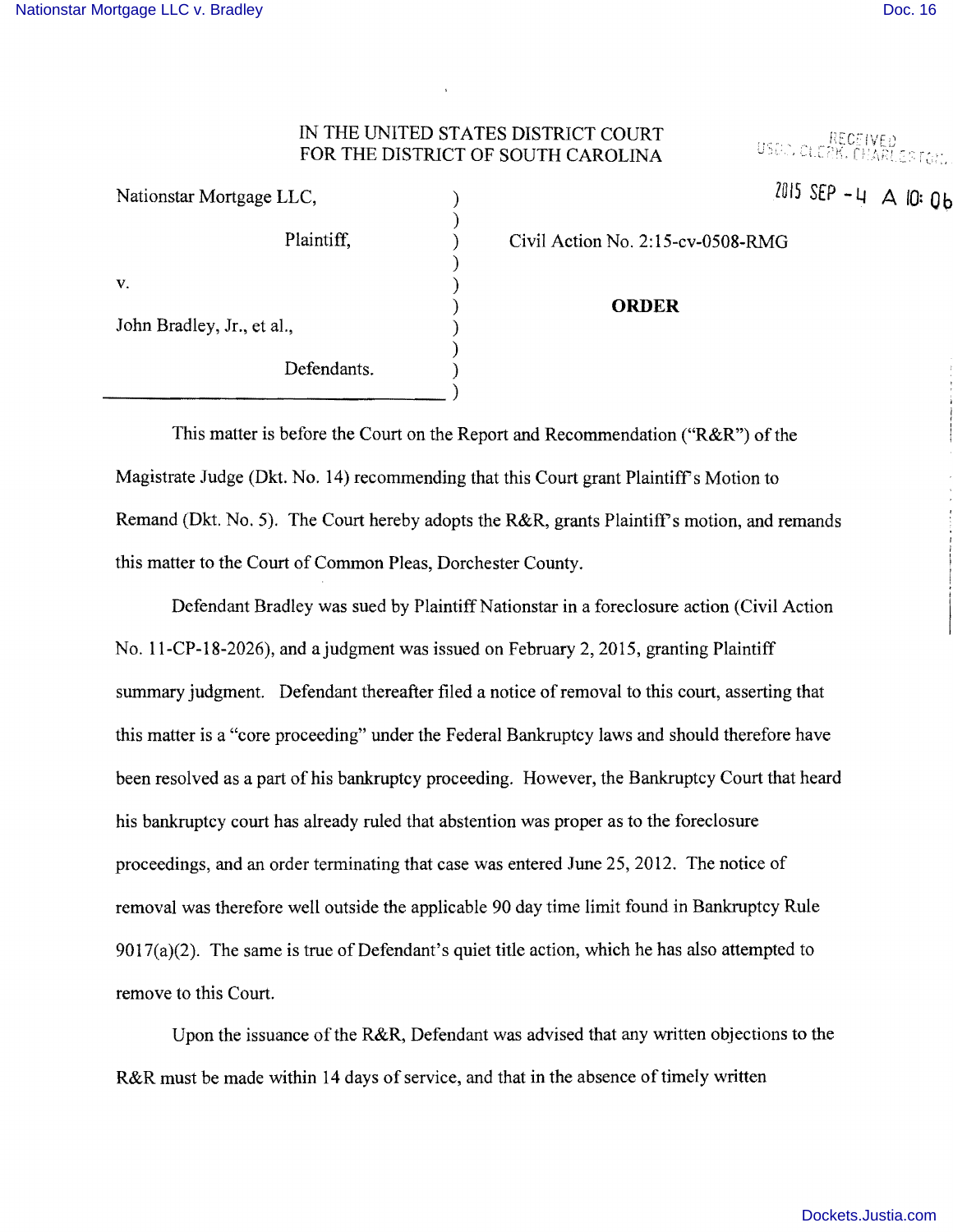IN THE UNITED STATES DISTRICT COURT
FOR THE DISTRICT OF SOUTH CAROLINA

RECEIVED
USDC, CLERK, CHARLESTON

2015 SEP -4 A 10: 06

Nationstar Mortgage LLC,

Plaintiff,

v.

John Bradley, Jr., et al.,

Defendants.

Civil Action No. 2:15-cv-0508-RMG

**ORDER**

This matter is before the Court on the Report and Recommendation ("R&R") of the Magistrate Judge (Dkt. No. 14) recommending that this Court grant Plaintiff's Motion to Remand (Dkt. No. 5). The Court hereby adopts the R&R, grants Plaintiff's motion, and remands this matter to the Court of Common Pleas, Dorchester County.

Defendant Bradley was sued by Plaintiff Nationstar in a foreclosure action (Civil Action No. 11-CP-18-2026), and a judgment was issued on February 2, 2015, granting Plaintiff summary judgment. Defendant thereafter filed a notice of removal to this court, asserting that this matter is a "core proceeding" under the Federal Bankruptcy laws and should therefore have been resolved as a part of his bankruptcy proceeding. However, the Bankruptcy Court that heard his bankruptcy court has already ruled that abstention was proper as to the foreclosure proceedings, and an order terminating that case was entered June 25, 2012. The notice of removal was therefore well outside the applicable 90 day time limit found in Bankruptcy Rule 9017(a)(2). The same is true of Defendant's quiet title action, which he has also attempted to remove to this Court.

Upon the issuance of the R&R, Defendant was advised that any written objections to the R&R must be made within 14 days of service, and that in the absence of timely written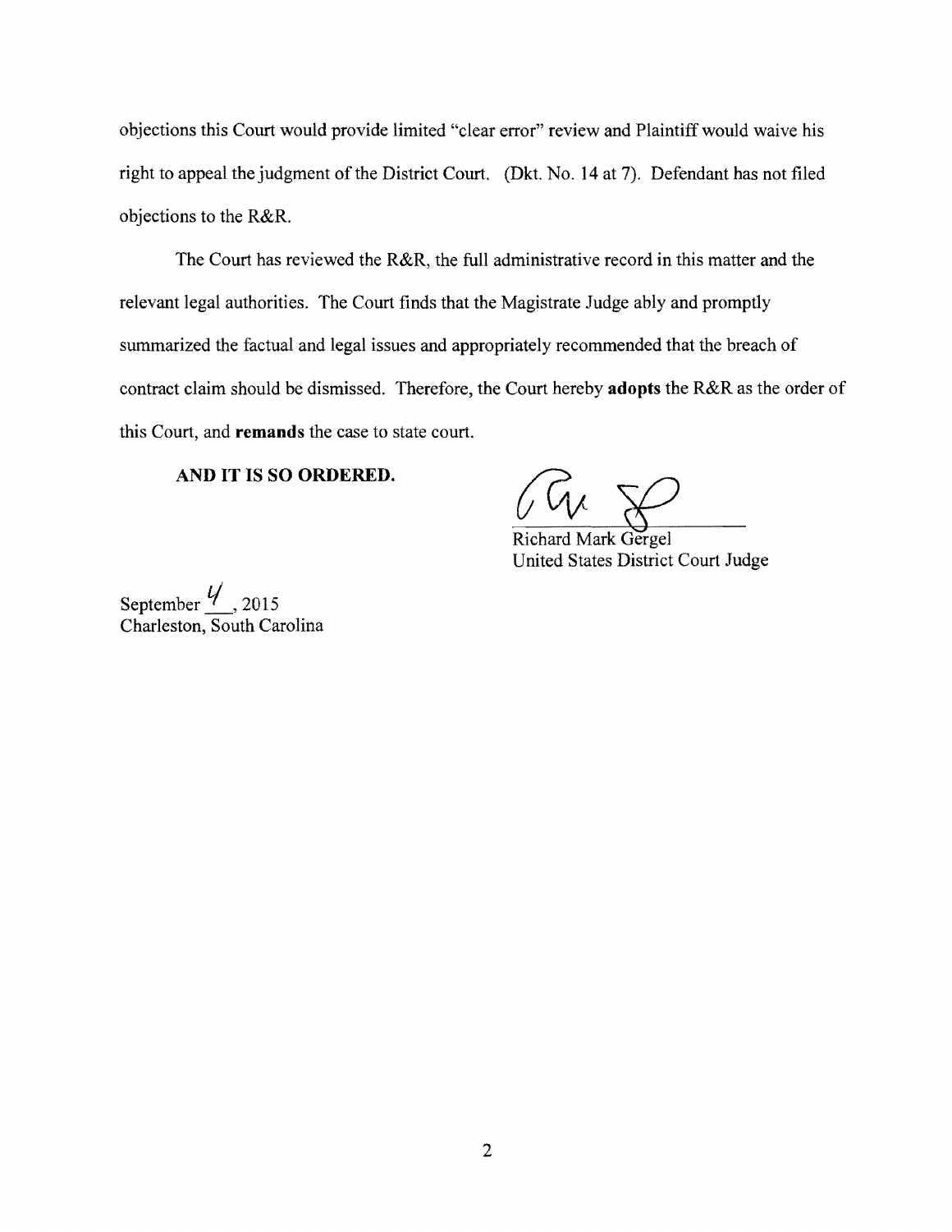objections this Court would provide limited "clear error" review and Plaintiff would waive his right to appeal the judgment of the District Court. (Dkt. No. 14 at 7). Defendant has not filed objections to the R&R.

The Court has reviewed the R&R, the full administrative record in this matter and the relevant legal authorities. The Court finds that the Magistrate Judge ably and promptly summarized the factual and legal issues and appropriately recommended that the breach of contract claim should be dismissed. Therefore, the Court hereby **adopts** the R&R as the order of this Court, and **remands** the case to state court.

**AND IT IS SO ORDERED.**

Richard Mark Gergel
United States District Court Judge

September 4, 2015
Charleston, South Carolina